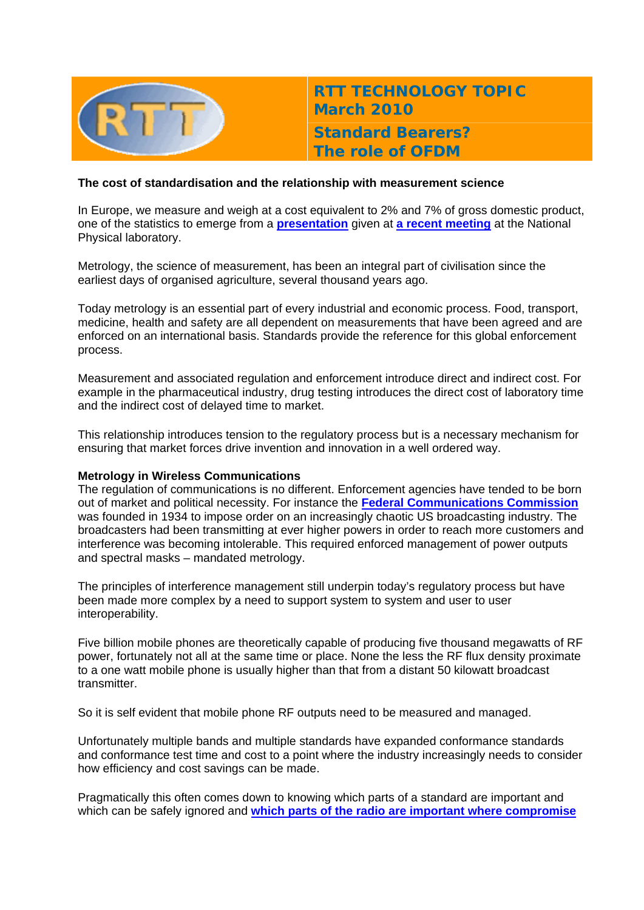# RTT TECHNOLOGY TOPIC
## March 2010
## Standard Bearers? The role of OFDM

**The cost of standardisation and the relationship with measurement science**

In Europe, we measure and weigh at a cost equivalent to 2% and 7% of gross domestic product, one of the statistics to emerge from a **presentation** given at **a recent meeting** at the National Physical laboratory.

Metrology, the science of measurement, has been an integral part of civilisation since the earliest days of organised agriculture, several thousand years ago.

Today metrology is an essential part of every industrial and economic process. Food, transport, medicine, health and safety are all dependent on measurements that have been agreed and are enforced on an international basis. Standards provide the reference for this global enforcement process.

Measurement and associated regulation and enforcement introduce direct and indirect cost. For example in the pharmaceutical industry, drug testing introduces the direct cost of laboratory time and the indirect cost of delayed time to market.

This relationship introduces tension to the regulatory process but is a necessary mechanism for ensuring that market forces drive invention and innovation in a well ordered way.

**Metrology in Wireless Communications**

The regulation of communications is no different. Enforcement agencies have tended to be born out of market and political necessity. For instance the **Federal Communications Commission** was founded in 1934 to impose order on an increasingly chaotic US broadcasting industry. The broadcasters had been transmitting at ever higher powers in order to reach more customers and interference was becoming intolerable. This required enforced management of power outputs and spectral masks – mandated metrology.

The principles of interference management still underpin today's regulatory process but have been made more complex by a need to support system to system and user to user interoperability.

Five billion mobile phones are theoretically capable of producing five thousand megawatts of RF power, fortunately not all at the same time or place. None the less the RF flux density proximate to a one watt mobile phone is usually higher than that from a distant 50 kilowatt broadcast transmitter.

So it is self evident that mobile phone RF outputs need to be measured and managed.

Unfortunately multiple bands and multiple standards have expanded conformance standards and conformance test time and cost to a point where the industry increasingly needs to consider how efficiency and cost savings can be made.

Pragmatically this often comes down to knowing which parts of a standard are important and which can be safely ignored and **which parts of the radio are important where compromise**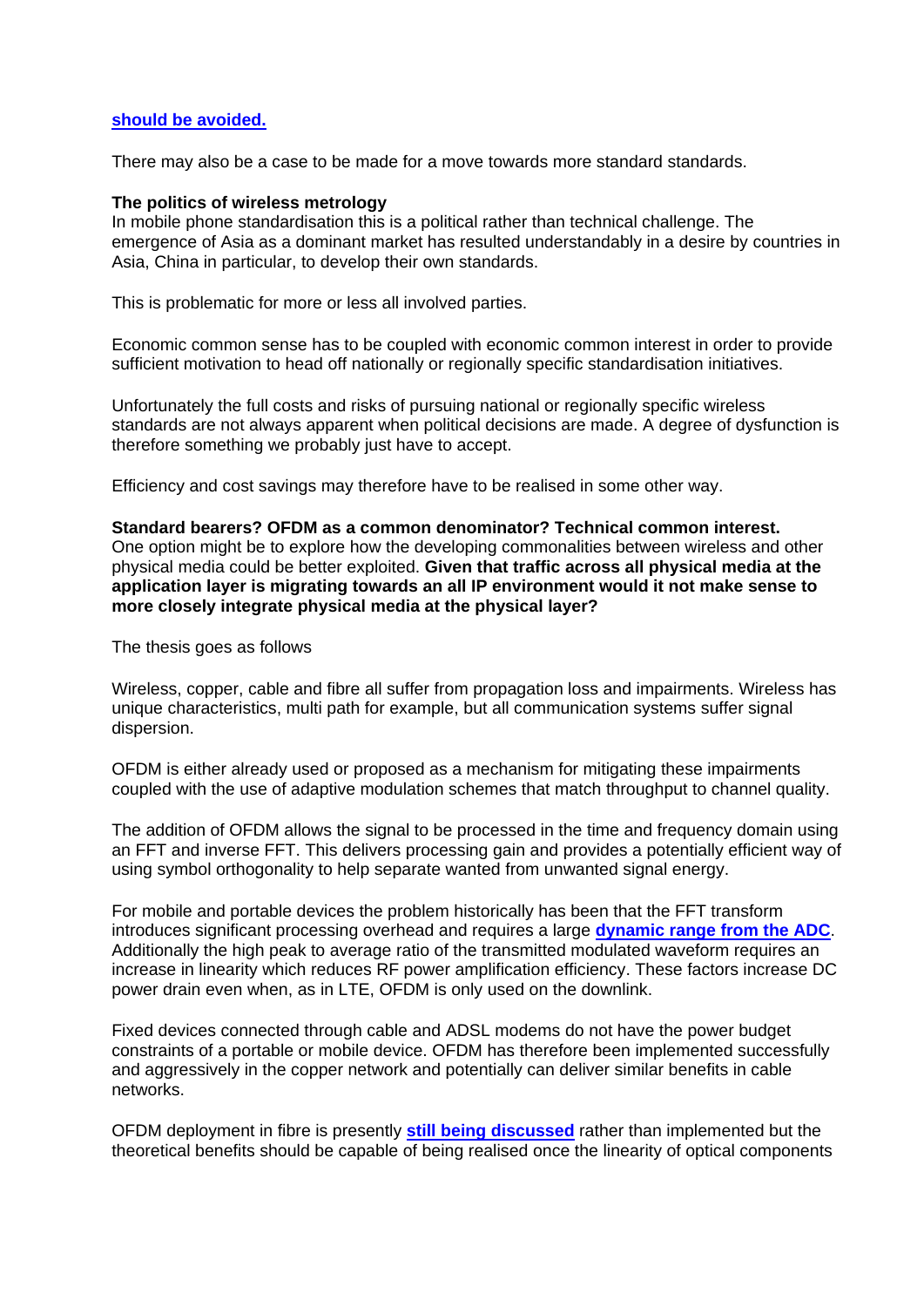**should be avoided.**

There may also be a case to be made for a move towards more standard standards.

**The politics of wireless metrology**
In mobile phone standardisation this is a political rather than technical challenge. The emergence of Asia as a dominant market has resulted understandably in a desire by countries in Asia, China in particular, to develop their own standards.

This is problematic for more or less all involved parties.

Economic common sense has to be coupled with economic common interest in order to provide sufficient motivation to head off nationally or regionally specific standardisation initiatives.

Unfortunately the full costs and risks of pursuing national or regionally specific wireless standards are not always apparent when political decisions are made. A degree of dysfunction is therefore something we probably just have to accept.

Efficiency and cost savings may therefore have to be realised in some other way.

**Standard bearers? OFDM as a common denominator? Technical common interest.**
One option might be to explore how the developing commonalities between wireless and other physical media could be better exploited. **Given that traffic across all physical media at the application layer is migrating towards an all IP environment would it not make sense to more closely integrate physical media at the physical layer?**

The thesis goes as follows

Wireless, copper, cable and fibre all suffer from propagation loss and impairments. Wireless has unique characteristics, multi path for example, but all communication systems suffer signal dispersion.

OFDM is either already used or proposed as a mechanism for mitigating these impairments coupled with the use of adaptive modulation schemes that match throughput to channel quality.

The addition of OFDM allows the signal to be processed in the time and frequency domain using an FFT and inverse FFT. This delivers processing gain and provides a potentially efficient way of using symbol orthogonality to help separate wanted from unwanted signal energy.

For mobile and portable devices the problem historically has been that the FFT transform introduces significant processing overhead and requires a large **dynamic range from the ADC**. Additionally the high peak to average ratio of the transmitted modulated waveform requires an increase in linearity which reduces RF power amplification efficiency. These factors increase DC power drain even when, as in LTE, OFDM is only used on the downlink.

Fixed devices connected through cable and ADSL modems do not have the power budget constraints of a portable or mobile device. OFDM has therefore been implemented successfully and aggressively in the copper network and potentially can deliver similar benefits in cable networks.

OFDM deployment in fibre is presently **still being discussed** rather than implemented but the theoretical benefits should be capable of being realised once the linearity of optical components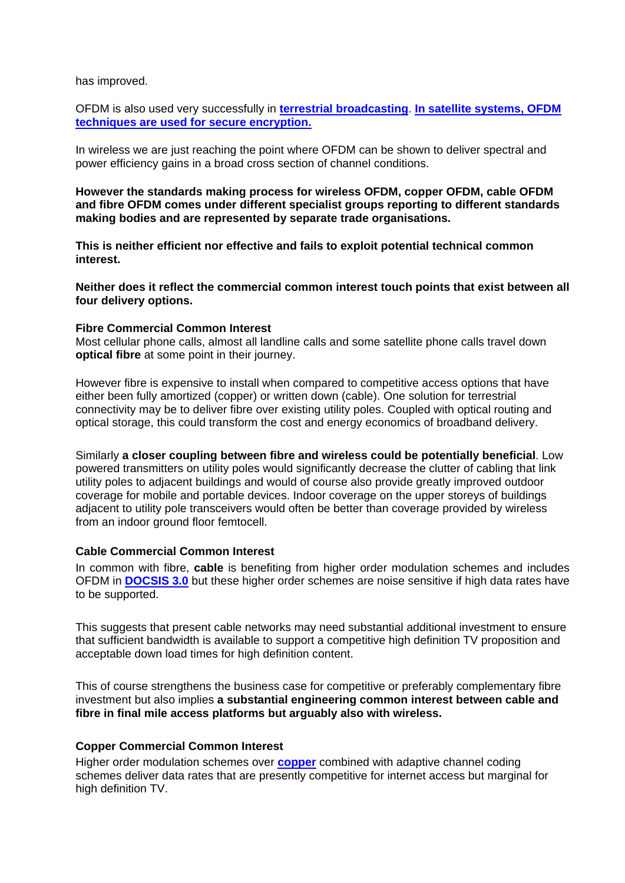has improved.

OFDM is also used very successfully in **terrestrial broadcasting**. **In satellite systems, OFDM techniques are used for secure encryption.**

In wireless we are just reaching the point where OFDM can be shown to deliver spectral and power efficiency gains in a broad cross section of channel conditions.

**However the standards making process for wireless OFDM, copper OFDM, cable OFDM and fibre OFDM comes under different specialist groups reporting to different standards making bodies and are represented by separate trade organisations.**

**This is neither efficient nor effective and fails to exploit potential technical common interest.**

**Neither does it reflect the commercial common interest touch points that exist between all four delivery options.**

**Fibre Commercial Common Interest**

Most cellular phone calls, almost all landline calls and some satellite phone calls travel down **optical fibre** at some point in their journey.

However fibre is expensive to install when compared to competitive access options that have either been fully amortized (copper) or written down (cable). One solution for terrestrial connectivity may be to deliver fibre over existing utility poles. Coupled with optical routing and optical storage, this could transform the cost and energy economics of broadband delivery.

Similarly **a closer coupling between fibre and wireless could be potentially beneficial**. Low powered transmitters on utility poles would significantly decrease the clutter of cabling that link utility poles to adjacent buildings and would of course also provide greatly improved outdoor coverage for mobile and portable devices. Indoor coverage on the upper storeys of buildings adjacent to utility pole transceivers would often be better than coverage provided by wireless from an indoor ground floor femtocell.

**Cable Commercial Common Interest**

In common with fibre, **cable** is benefiting from higher order modulation schemes and includes OFDM in **DOCSIS 3.0** but these higher order schemes are noise sensitive if high data rates have to be supported.

This suggests that present cable networks may need substantial additional investment to ensure that sufficient bandwidth is available to support a competitive high definition TV proposition and acceptable down load times for high definition content.

This of course strengthens the business case for competitive or preferably complementary fibre investment but also implies **a substantial engineering common interest between cable and fibre in final mile access platforms but arguably also with wireless.**

**Copper Commercial Common Interest**

Higher order modulation schemes over **copper** combined with adaptive channel coding schemes deliver data rates that are presently competitive for internet access but marginal for high definition TV.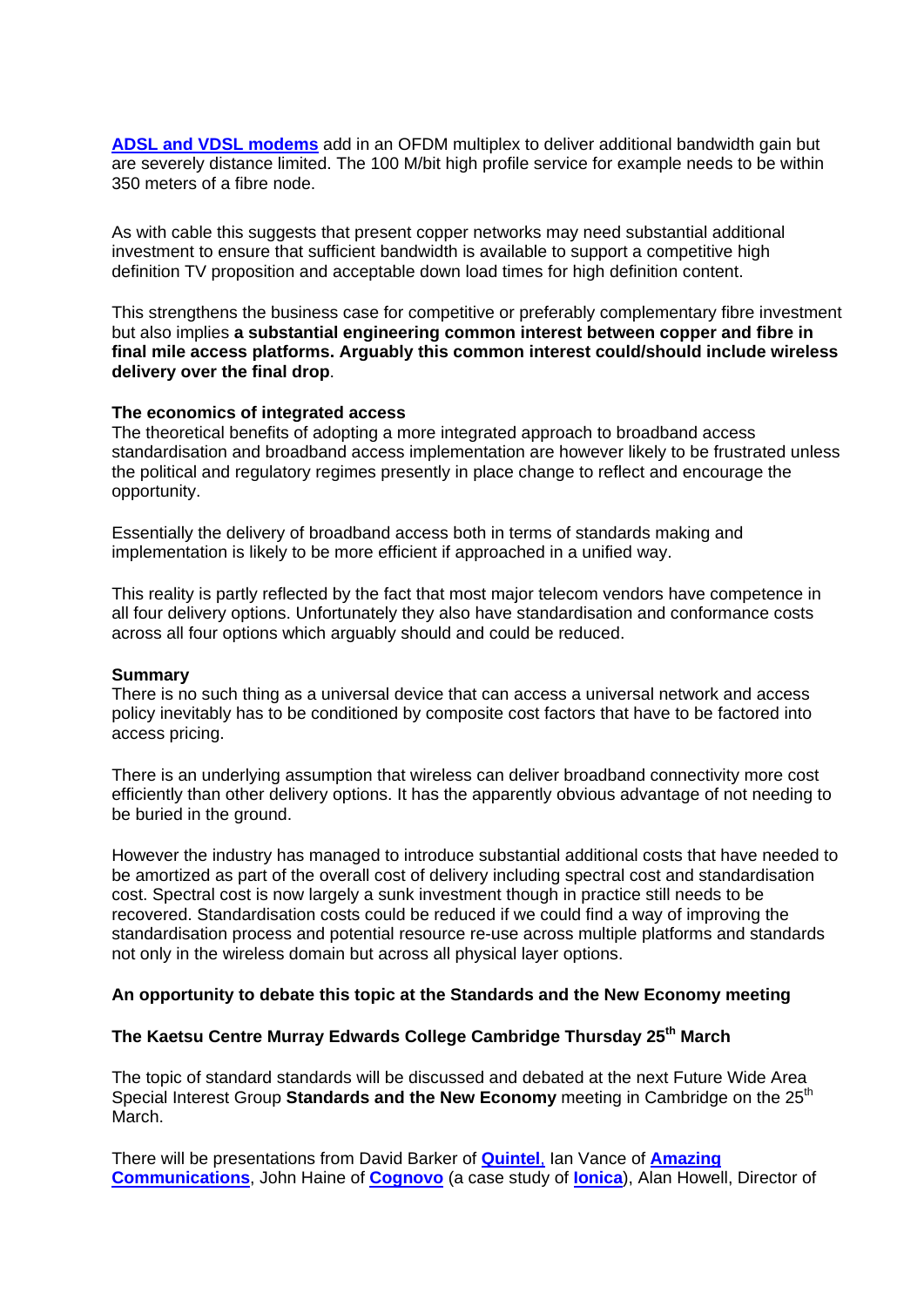**ADSL and VDSL modems** add in an OFDM multiplex to deliver additional bandwidth gain but are severely distance limited. The 100 M/bit high profile service for example needs to be within 350 meters of a fibre node.

As with cable this suggests that present copper networks may need substantial additional investment to ensure that sufficient bandwidth is available to support a competitive high definition TV proposition and acceptable down load times for high definition content.

This strengthens the business case for competitive or preferably complementary fibre investment but also implies **a substantial engineering common interest between copper and fibre in final mile access platforms. Arguably this common interest could/should include wireless delivery over the final drop**.

**The economics of integrated access**

The theoretical benefits of adopting a more integrated approach to broadband access standardisation and broadband access implementation are however likely to be frustrated unless the political and regulatory regimes presently in place change to reflect and encourage the opportunity.

Essentially the delivery of broadband access both in terms of standards making and implementation is likely to be more efficient if approached in a unified way.

This reality is partly reflected by the fact that most major telecom vendors have competence in all four delivery options. Unfortunately they also have standardisation and conformance costs across all four options which arguably should and could be reduced.

**Summary**

There is no such thing as a universal device that can access a universal network and access policy inevitably has to be conditioned by composite cost factors that have to be factored into access pricing.

There is an underlying assumption that wireless can deliver broadband connectivity more cost efficiently than other delivery options. It has the apparently obvious advantage of not needing to be buried in the ground.

However the industry has managed to introduce substantial additional costs that have needed to be amortized as part of the overall cost of delivery including spectral cost and standardisation cost. Spectral cost is now largely a sunk investment though in practice still needs to be recovered. Standardisation costs could be reduced if we could find a way of improving the standardisation process and potential resource re-use across multiple platforms and standards not only in the wireless domain but across all physical layer options.

**An opportunity to debate this topic at the Standards and the New Economy meeting**

**The Kaetsu Centre Murray Edwards College Cambridge Thursday 25th March**

The topic of standard standards will be discussed and debated at the next Future Wide Area Special Interest Group **Standards and the New Economy** meeting in Cambridge on the 25th March.

There will be presentations from David Barker of **Quintel**, Ian Vance of **Amazing Communications**, John Haine of **Cognovo** (a case study of **Ionica**), Alan Howell, Director of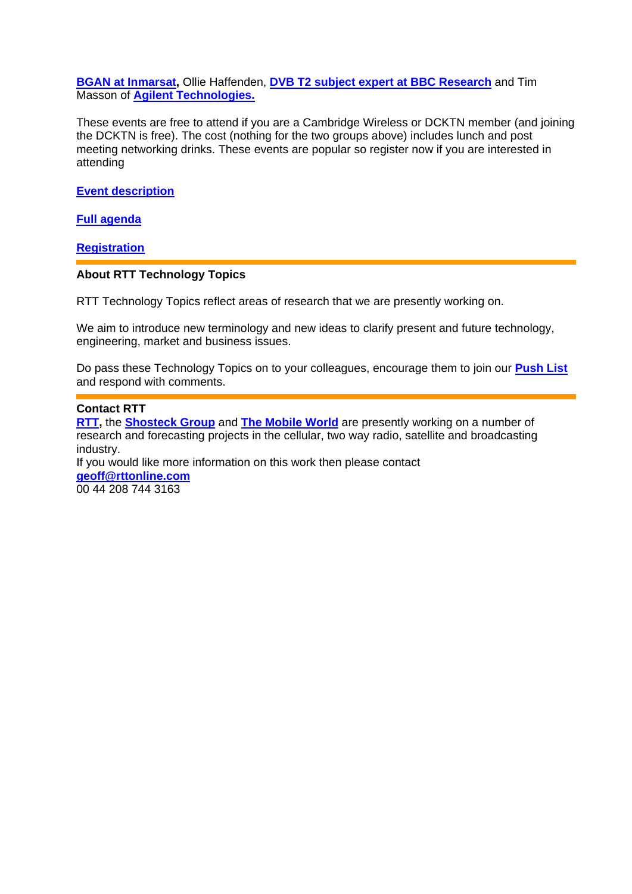**BGAN at Inmarsat,** Ollie Haffenden, **DVB T2 subject expert at BBC Research** and Tim Masson of **Agilent Technologies.**

These events are free to attend if you are a Cambridge Wireless or DCKTN member (and joining the DCKTN is free). The cost (nothing for the two groups above) includes lunch and post meeting networking drinks. These events are popular so register now if you are interested in attending

**Event description**

**Full agenda**

**Registration**

---

**About RTT Technology Topics**

RTT Technology Topics reflect areas of research that we are presently working on.

We aim to introduce new terminology and new ideas to clarify present and future technology, engineering, market and business issues.

Do pass these Technology Topics on to your colleagues, encourage them to join our **Push List** and respond with comments.

---

**Contact RTT**

**RTT,** the **Shosteck Group** and **The Mobile World** are presently working on a number of research and forecasting projects in the cellular, two way radio, satellite and broadcasting industry.

If you would like more information on this work then please contact

**geoff@rttonline.com**

00 44 208 744 3163